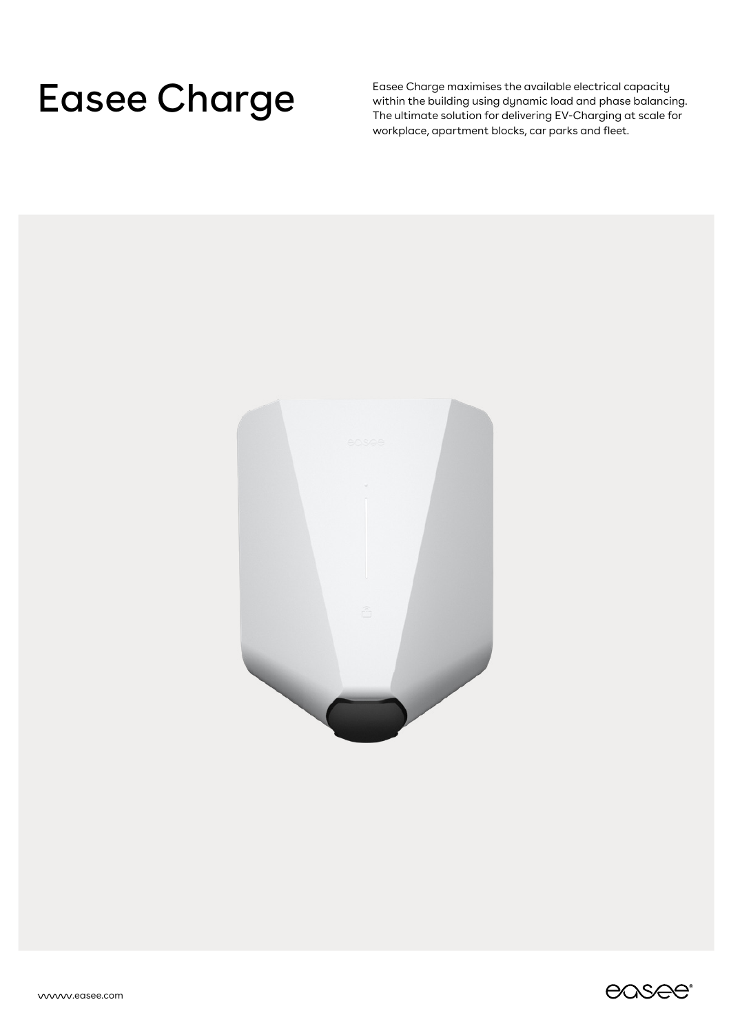# Easee Charge

Easee Charge maximises the available electrical capacity within the building using dynamic load and phase balancing. The ultimate solution for delivering EV-Charging at scale for workplace, apartment blocks, car parks and fleet.

www.easee.com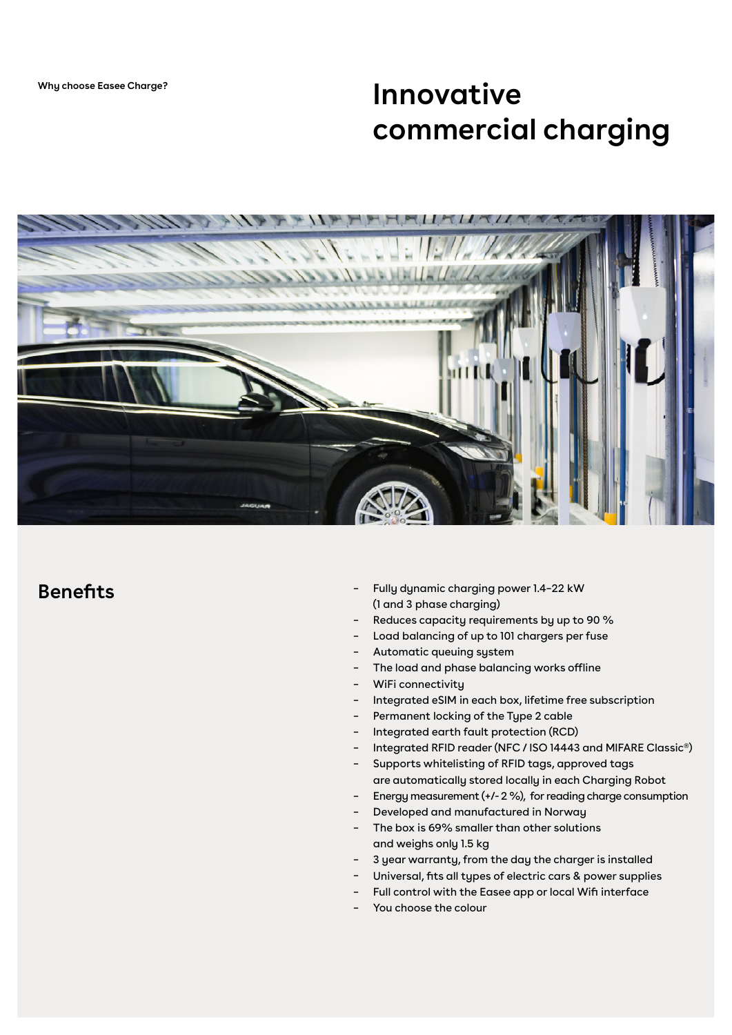Why choose Easee Charge?

# Innovative commercial charging

## Benefits

- Fully dynamic charging power 1.4–22 kW (1 and 3 phase charging)
- Reduces capacity requirements by up to 90 %
- Load balancing of up to 101 chargers per fuse
- Automatic queuing system
- The load and phase balancing works offline
- WiFi connectivity
- Integrated eSIM in each box, lifetime free subscription
- Permanent locking of the Type 2 cable
- Integrated earth fault protection (RCD)
- Integrated RFID reader (NFC / ISO 14443 and MIFARE Classic®)
- Supports whitelisting of RFID tags, approved tags are automatically stored locally in each Charging Robot
- Energy measurement (+/- 2 %), for reading charge consumption
- Developed and manufactured in Norway
- The box is 69% smaller than other solutions and weighs only 1.5 kg
- 3 year warranty, from the day the charger is installed
- Universal, fits all types of electric cars & power supplies
- Full control with the Easee app or local Wifi interface
- You choose the colour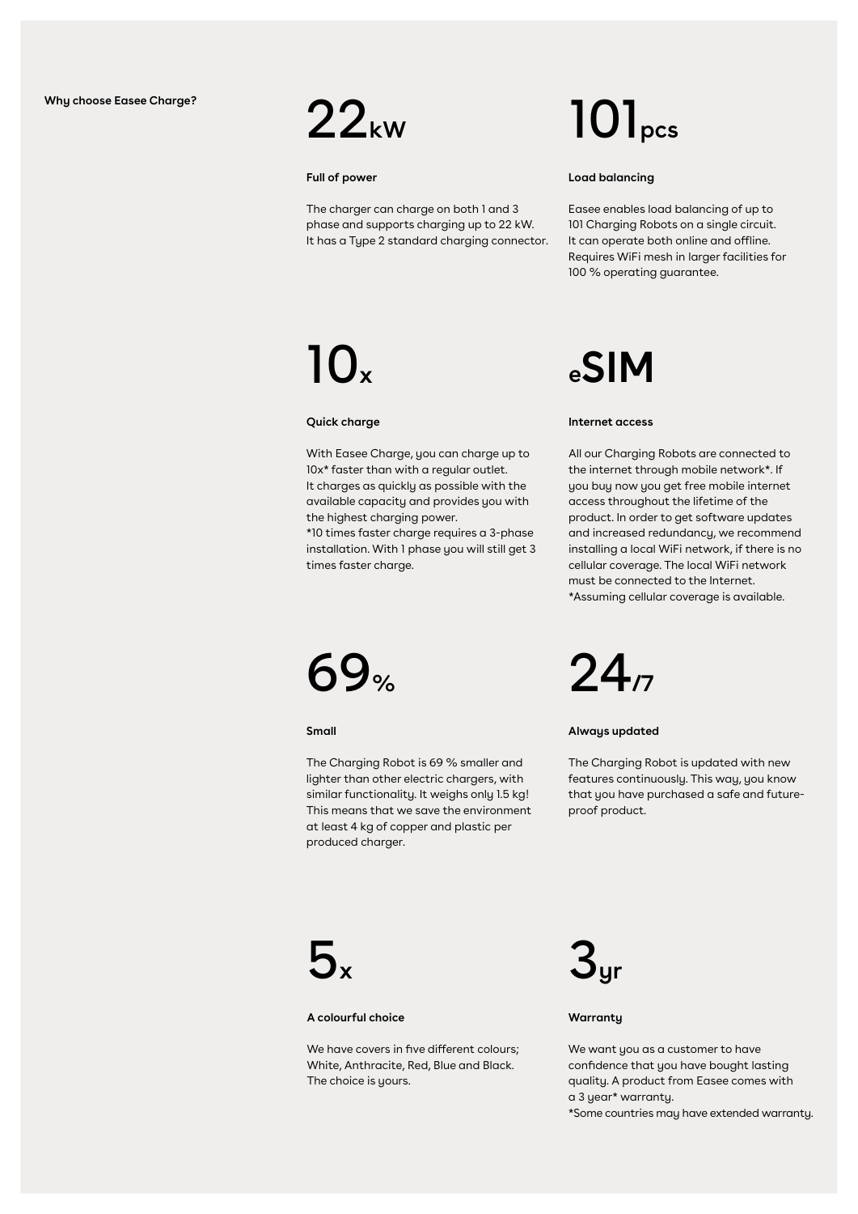**Why choose Easee Charge?**

## 22kW

**Full of power**

The charger can charge on both 1 and 3 phase and supports charging up to 22 kW. It has a Type 2 standard charging connector.

## 101pcs

**Load balancing**

Easee enables load balancing of up to 101 Charging Robots on a single circuit. It can operate both online and offline. Requires WiFi mesh in larger facilities for 100 % operating guarantee.

## 10x

**Quick charge**

With Easee Charge, you can charge up to 10x* faster than with a regular outlet. It charges as quickly as possible with the available capacity and provides you with the highest charging power.
*10 times faster charge requires a 3-phase installation. With 1 phase you will still get 3 times faster charge.

## eSIM

**Internet access**

All our Charging Robots are connected to the internet through mobile network*. If you buy now you get free mobile internet access throughout the lifetime of the product. In order to get software updates and increased redundancy, we recommend installing a local WiFi network, if there is no cellular coverage. The local WiFi network must be connected to the Internet.
*Assuming cellular coverage is available.

## 69%

**Small**

The Charging Robot is 69 % smaller and lighter than other electric chargers, with similar functionality. It weighs only 1.5 kg! This means that we save the environment at least 4 kg of copper and plastic per produced charger.

## 24/7

**Always updated**

The Charging Robot is updated with new features continuously. This way, you know that you have purchased a safe and future-proof product.

## 5x

**A colourful choice**

We have covers in five different colours; White, Anthracite, Red, Blue and Black. The choice is yours.

## 3yr

**Warranty**

We want you as a customer to have confidence that you have bought lasting quality. A product from Easee comes with a 3 year* warranty.
*Some countries may have extended warranty.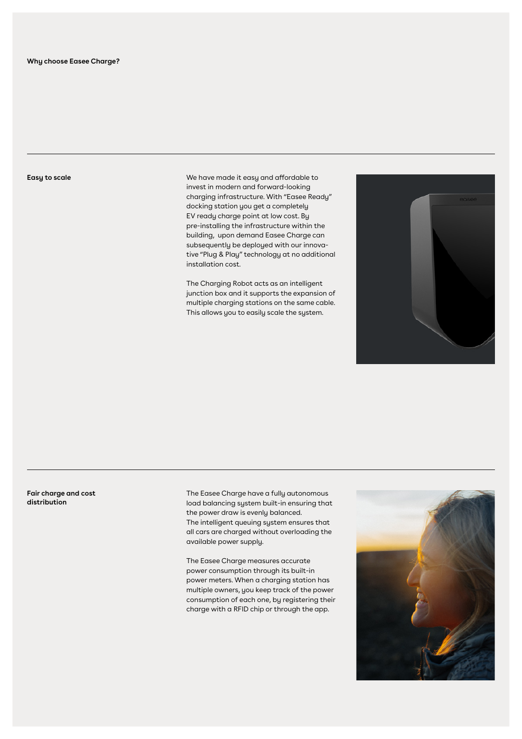## Why choose Easee Charge?

### Easy to scale

We have made it easy and affordable to invest in modern and forward-looking charging infrastructure. With "Easee Ready" docking station you get a completely EV ready charge point at low cost. By pre-installing the infrastructure within the building, upon demand Easee Charge can subsequently be deployed with our innovative "Plug & Play" technology at no additional installation cost.

The Charging Robot acts as an intelligent junction box and it supports the expansion of multiple charging stations on the same cable. This allows you to easily scale the system.

### Fair charge and cost distribution

The Easee Charge have a fully autonomous load balancing system built-in ensuring that the power draw is evenly balanced. The intelligent queuing system ensures that all cars are charged without overloading the available power supply.

The Easee Charge measures accurate power consumption through its built-in power meters. When a charging station has multiple owners, you keep track of the power consumption of each one, by registering their charge with a RFID chip or through the app.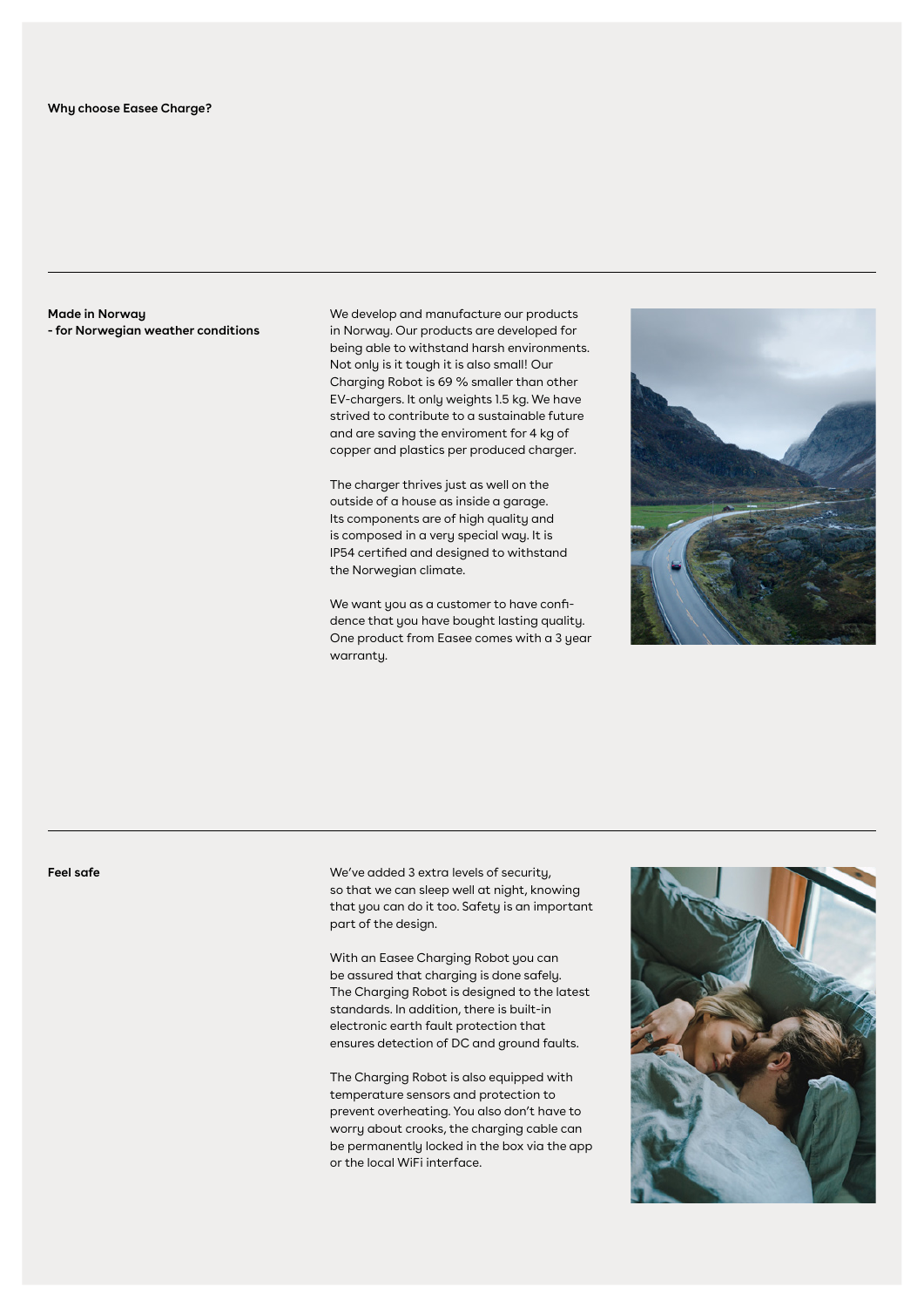## Why choose Easee Charge?

---

### Made in Norway - for Norwegian weather conditions

We develop and manufacture our products in Norway. Our products are developed for being able to withstand harsh environments. Not only is it tough it is also small! Our Charging Robot is 69 % smaller than other EV-chargers. It only weights 1.5 kg. We have strived to contribute to a sustainable future and are saving the enviroment for 4 kg of copper and plastics per produced charger.

The charger thrives just as well on the outside of a house as inside a garage. Its components are of high quality and is composed in a very special way. It is IP54 certified and designed to withstand the Norwegian climate.

We want you as a customer to have confidence that you have bought lasting quality. One product from Easee comes with a 3 year warranty.

---

### Feel safe

We've added 3 extra levels of security, so that we can sleep well at night, knowing that you can do it too. Safety is an important part of the design.

With an Easee Charging Robot you can be assured that charging is done safely. The Charging Robot is designed to the latest standards. In addition, there is built-in electronic earth fault protection that ensures detection of DC and ground faults.

The Charging Robot is also equipped with temperature sensors and protection to prevent overheating. You also don't have to worry about crooks, the charging cable can be permanently locked in the box via the app or the local WiFi interface.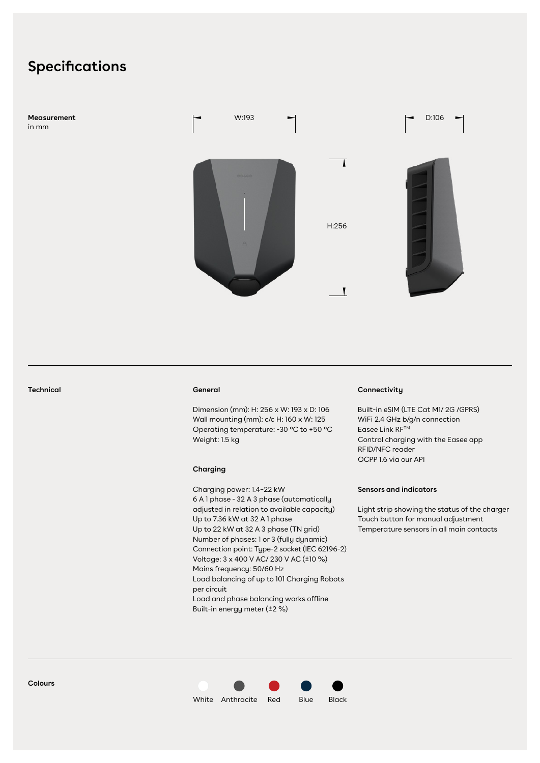# Specifications

**Measurement**
in mm

W:193

D:106

H:256

---

**Technical**

### General

Dimension (mm): H: 256 x W: 193 x D: 106
Wall mounting (mm): c/c H: 160 x W: 125
Operating temperature: -30 °C to +50 °C
Weight: 1.5 kg

### Charging

Charging power: 1.4–22 kW
6 A 1 phase - 32 A 3 phase (automatically adjusted in relation to available capacity)
Up to 7.36 kW at 32 A 1 phase
Up to 22 kW at 32 A 3 phase (TN grid)
Number of phases: 1 or 3 (fully dynamic)
Connection point: Type-2 socket (IEC 62196-2)
Voltage: 3 x 400 V AC/ 230 V AC (±10 %)
Mains frequency: 50/60 Hz
Load balancing of up to 101 Charging Robots per circuit
Load and phase balancing works offline
Built-in energy meter (±2 %)

### Connectivity

Built-in eSIM (LTE Cat M1/ 2G /GPRS)
WiFi 2.4 GHz b/g/n connection
Easee Link RF™
Control charging with the Easee app
RFID/NFC reader
OCPP 1.6 via our API

### Sensors and indicators

Light strip showing the status of the charger
Touch button for manual adjustment
Temperature sensors in all main contacts

---

**Colours**

White Anthracite Red Blue Black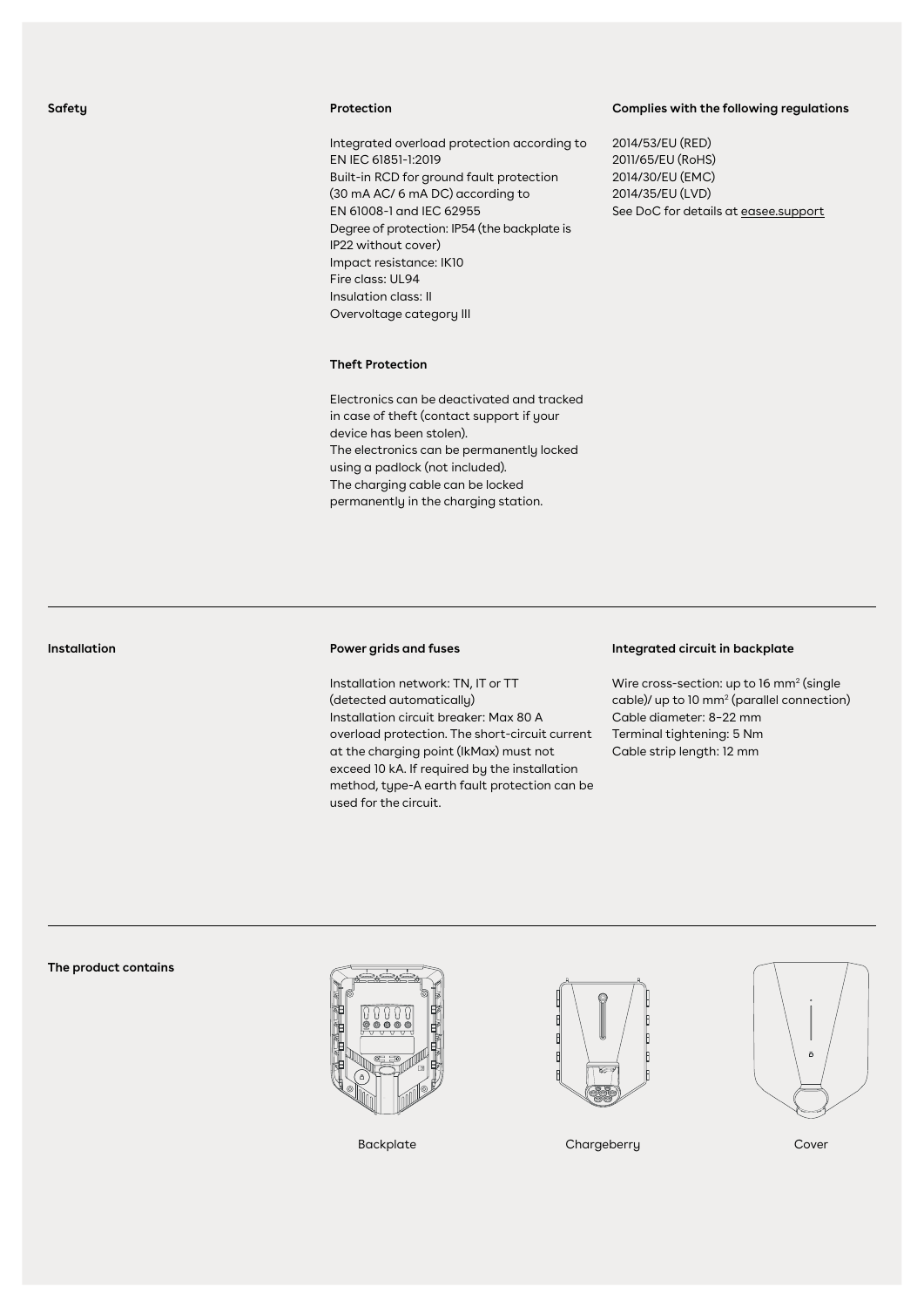## Safety

### Protection

Integrated overload protection according to EN IEC 61851-1:2019
Built-in RCD for ground fault protection (30 mA AC/ 6 mA DC) according to EN 61008-1 and IEC 62955
Degree of protection: IP54 (the backplate is IP22 without cover)
Impact resistance: IK10
Fire class: UL94
Insulation class: II
Overvoltage category III

### Complies with the following regulations

2014/53/EU (RED)
2011/65/EU (RoHS)
2014/30/EU (EMC)
2014/35/EU (LVD)
See DoC for details at easee.support

### Theft Protection

Electronics can be deactivated and tracked in case of theft (contact support if your device has been stolen).
The electronics can be permanently locked using a padlock (not included).
The charging cable can be locked permanently in the charging station.

## Installation

### Power grids and fuses

Installation network: TN, IT or TT (detected automatically)
Installation circuit breaker: Max 80 A overload protection. The short-circuit current at the charging point (IkMax) must not exceed 10 kA. If required by the installation method, type-A earth fault protection can be used for the circuit.

### Integrated circuit in backplate

Wire cross-section: up to 16 mm$^2$ (single cable)/ up to 10 mm$^2$ (parallel connection)
Cable diameter: 8–22 mm
Terminal tightening: 5 Nm
Cable strip length: 12 mm

## The product contains

Backplate

Chargeberry

Cover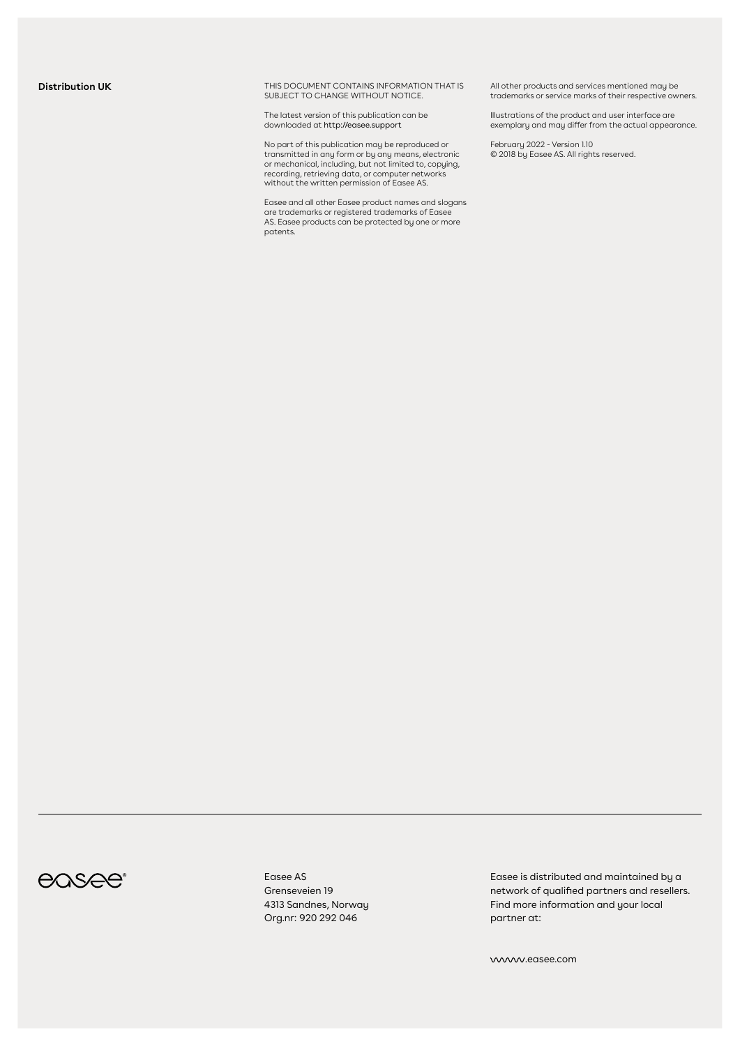**Distribution UK**

THIS DOCUMENT CONTAINS INFORMATION THAT IS SUBJECT TO CHANGE WITHOUT NOTICE.

The latest version of this publication can be downloaded at http://easee.support

No part of this publication may be reproduced or transmitted in any form or by any means, electronic or mechanical, including, but not limited to, copying, recording, retrieving data, or computer networks without the written permission of Easee AS.

Easee and all other Easee product names and slogans are trademarks or registered trademarks of Easee AS. Easee products can be protected by one or more patents.

All other products and services mentioned may be trademarks or service marks of their respective owners.

Illustrations of the product and user interface are exemplary and may differ from the actual appearance.

February 2022 - Version 1.10
© 2018 by Easee AS. All rights reserved.

---

easee®

Easee AS
Grenseveien 19
4313 Sandnes, Norway
Org.nr: 920 292 046

Easee is distributed and maintained by a network of qualified partners and resellers. Find more information and your local partner at:

www.easee.com